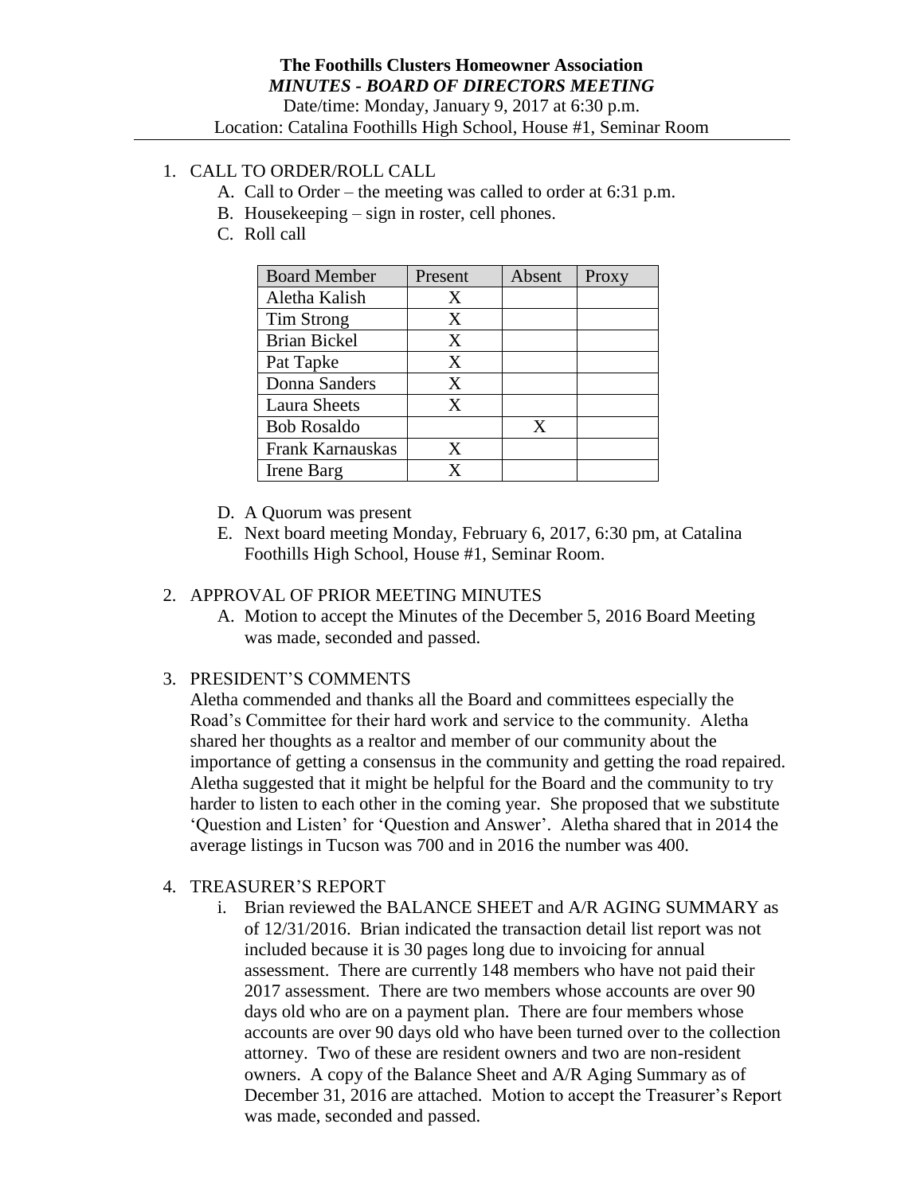**The Foothills Clusters Homeowner Association**

***MINUTES - BOARD OF DIRECTORS MEETING***

Date/time: Monday, January 9, 2017 at 6:30 p.m.

Location: Catalina Foothills High School, House #1, Seminar Room

1. CALL TO ORDER/ROLL CALL
   A. Call to Order – the meeting was called to order at 6:31 p.m.
   B. Housekeeping – sign in roster, cell phones.
   C. Roll call

| Board Member | Present | Absent | Proxy |
|---|---|---|---|
| Aletha Kalish | X | | |
| Tim Strong | X | | |
| Brian Bickel | X | | |
| Pat Tapke | X | | |
| Donna Sanders | X | | |
| Laura Sheets | X | | |
| Bob Rosaldo | | X | |
| Frank Karnauskas | X | | |
| Irene Barg | X | | |

   D. A Quorum was present
   E. Next board meeting Monday, February 6, 2017, 6:30 pm, at Catalina Foothills High School, House #1, Seminar Room.

2. APPROVAL OF PRIOR MEETING MINUTES
   A. Motion to accept the Minutes of the December 5, 2016 Board Meeting was made, seconded and passed.

3. PRESIDENT'S COMMENTS

   Aletha commended and thanks all the Board and committees especially the Road's Committee for their hard work and service to the community. Aletha shared her thoughts as a realtor and member of our community about the importance of getting a consensus in the community and getting the road repaired. Aletha suggested that it might be helpful for the Board and the community to try harder to listen to each other in the coming year. She proposed that we substitute 'Question and Listen' for 'Question and Answer'. Aletha shared that in 2014 the average listings in Tucson was 700 and in 2016 the number was 400.

4. TREASURER'S REPORT
   i. Brian reviewed the BALANCE SHEET and A/R AGING SUMMARY as of 12/31/2016. Brian indicated the transaction detail list report was not included because it is 30 pages long due to invoicing for annual assessment. There are currently 148 members who have not paid their 2017 assessment. There are two members whose accounts are over 90 days old who are on a payment plan. There are four members whose accounts are over 90 days old who have been turned over to the collection attorney. Two of these are resident owners and two are non-resident owners. A copy of the Balance Sheet and A/R Aging Summary as of December 31, 2016 are attached. Motion to accept the Treasurer's Report was made, seconded and passed.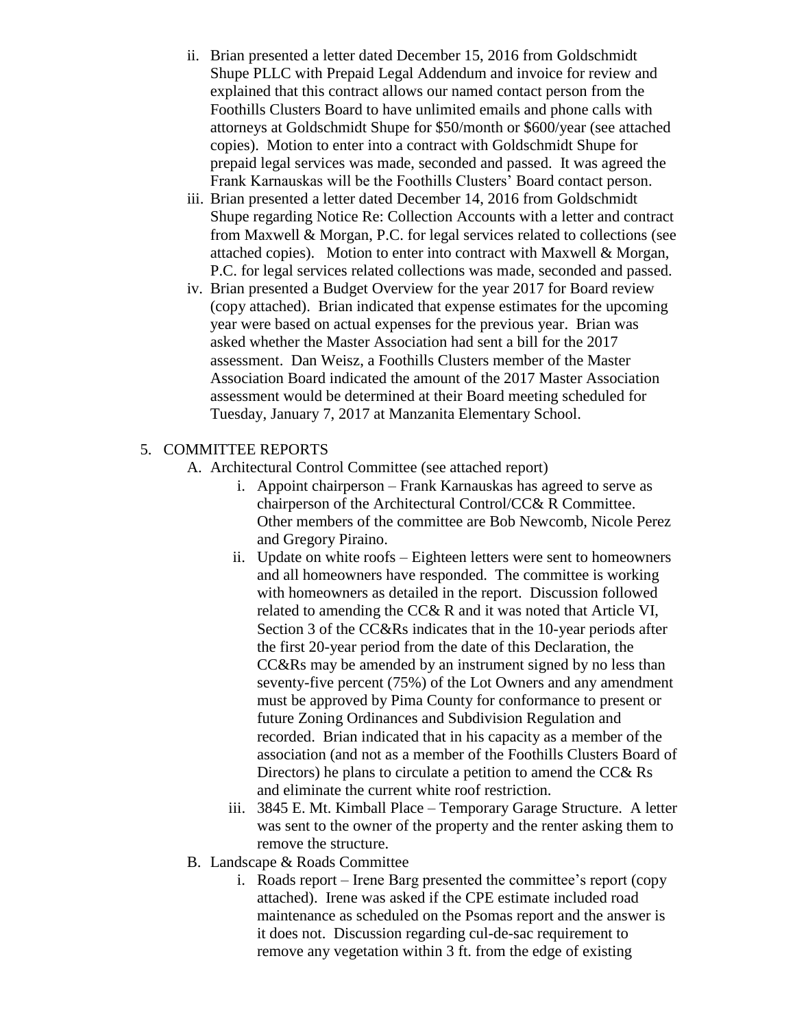ii. Brian presented a letter dated December 15, 2016 from Goldschmidt Shupe PLLC with Prepaid Legal Addendum and invoice for review and explained that this contract allows our named contact person from the Foothills Clusters Board to have unlimited emails and phone calls with attorneys at Goldschmidt Shupe for $50/month or $600/year (see attached copies). Motion to enter into a contract with Goldschmidt Shupe for prepaid legal services was made, seconded and passed. It was agreed the Frank Karnauskas will be the Foothills Clusters' Board contact person.

iii. Brian presented a letter dated December 14, 2016 from Goldschmidt Shupe regarding Notice Re: Collection Accounts with a letter and contract from Maxwell & Morgan, P.C. for legal services related to collections (see attached copies). Motion to enter into contract with Maxwell & Morgan, P.C. for legal services related collections was made, seconded and passed.

iv. Brian presented a Budget Overview for the year 2017 for Board review (copy attached). Brian indicated that expense estimates for the upcoming year were based on actual expenses for the previous year. Brian was asked whether the Master Association had sent a bill for the 2017 assessment. Dan Weisz, a Foothills Clusters member of the Master Association Board indicated the amount of the 2017 Master Association assessment would be determined at their Board meeting scheduled for Tuesday, January 7, 2017 at Manzanita Elementary School.

5. COMMITTEE REPORTS

   A. Architectural Control Committee (see attached report)

      i. Appoint chairperson – Frank Karnauskas has agreed to serve as chairperson of the Architectural Control/CC& R Committee. Other members of the committee are Bob Newcomb, Nicole Perez and Gregory Piraino.

      ii. Update on white roofs – Eighteen letters were sent to homeowners and all homeowners have responded. The committee is working with homeowners as detailed in the report. Discussion followed related to amending the CC& R and it was noted that Article VI, Section 3 of the CC&Rs indicates that in the 10-year periods after the first 20-year period from the date of this Declaration, the CC&Rs may be amended by an instrument signed by no less than seventy-five percent (75%) of the Lot Owners and any amendment must be approved by Pima County for conformance to present or future Zoning Ordinances and Subdivision Regulation and recorded. Brian indicated that in his capacity as a member of the association (and not as a member of the Foothills Clusters Board of Directors) he plans to circulate a petition to amend the CC& Rs and eliminate the current white roof restriction.

      iii. 3845 E. Mt. Kimball Place – Temporary Garage Structure. A letter was sent to the owner of the property and the renter asking them to remove the structure.

   B. Landscape & Roads Committee

      i. Roads report – Irene Barg presented the committee's report (copy attached). Irene was asked if the CPE estimate included road maintenance as scheduled on the Psomas report and the answer is it does not. Discussion regarding cul-de-sac requirement to remove any vegetation within 3 ft. from the edge of existing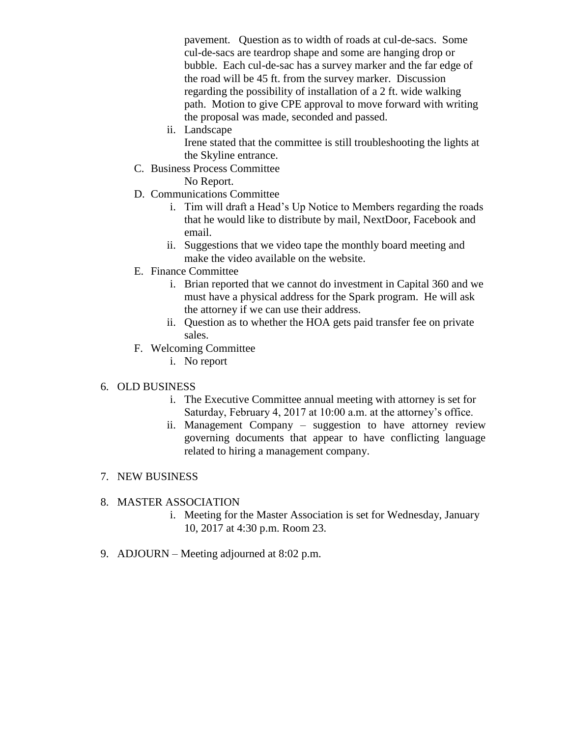pavement. Question as to width of roads at cul-de-sacs. Some cul-de-sacs are teardrop shape and some are hanging drop or bubble. Each cul-de-sac has a survey marker and the far edge of the road will be 45 ft. from the survey marker. Discussion regarding the possibility of installation of a 2 ft. wide walking path. Motion to give CPE approval to move forward with writing the proposal was made, seconded and passed.

  ii. Landscape
      Irene stated that the committee is still troubleshooting the lights at the Skyline entrance.

C. Business Process Committee
   No Report.

D. Communications Committee
   i. Tim will draft a Head's Up Notice to Members regarding the roads that he would like to distribute by mail, NextDoor, Facebook and email.
   ii. Suggestions that we video tape the monthly board meeting and make the video available on the website.

E. Finance Committee
   i. Brian reported that we cannot do investment in Capital 360 and we must have a physical address for the Spark program. He will ask the attorney if we can use their address.
   ii. Question as to whether the HOA gets paid transfer fee on private sales.

F. Welcoming Committee
   i. No report

6. OLD BUSINESS
   i. The Executive Committee annual meeting with attorney is set for Saturday, February 4, 2017 at 10:00 a.m. at the attorney's office.
   ii. Management Company – suggestion to have attorney review governing documents that appear to have conflicting language related to hiring a management company.

7. NEW BUSINESS

8. MASTER ASSOCIATION
   i. Meeting for the Master Association is set for Wednesday, January 10, 2017 at 4:30 p.m. Room 23.

9. ADJOURN – Meeting adjourned at 8:02 p.m.